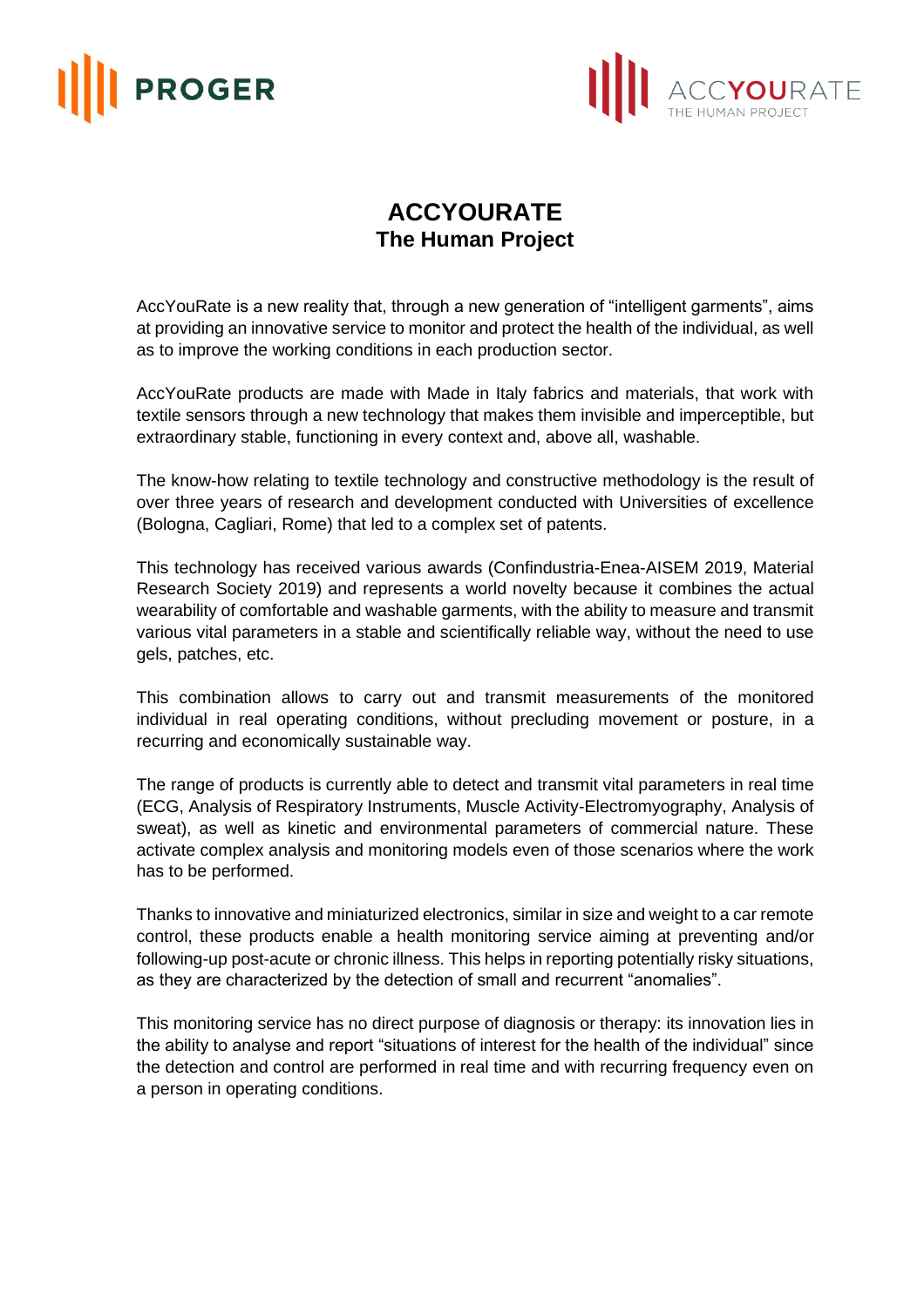PROGER

ACCYOURATE
THE HUMAN PROJECT

# ACCYOURATE
## The Human Project

AccYouRate is a new reality that, through a new generation of “intelligent garments”, aims at providing an innovative service to monitor and protect the health of the individual, as well as to improve the working conditions in each production sector.

AccYouRate products are made with Made in Italy fabrics and materials, that work with textile sensors through a new technology that makes them invisible and imperceptible, but extraordinary stable, functioning in every context and, above all, washable.

The know-how relating to textile technology and constructive methodology is the result of over three years of research and development conducted with Universities of excellence (Bologna, Cagliari, Rome) that led to a complex set of patents.

This technology has received various awards (Confindustria-Enea-AISEM 2019, Material Research Society 2019) and represents a world novelty because it combines the actual wearability of comfortable and washable garments, with the ability to measure and transmit various vital parameters in a stable and scientifically reliable way, without the need to use gels, patches, etc.

This combination allows to carry out and transmit measurements of the monitored individual in real operating conditions, without precluding movement or posture, in a recurring and economically sustainable way.

The range of products is currently able to detect and transmit vital parameters in real time (ECG, Analysis of Respiratory Instruments, Muscle Activity-Electromyography, Analysis of sweat), as well as kinetic and environmental parameters of commercial nature. These activate complex analysis and monitoring models even of those scenarios where the work has to be performed.

Thanks to innovative and miniaturized electronics, similar in size and weight to a car remote control, these products enable a health monitoring service aiming at preventing and/or following-up post-acute or chronic illness. This helps in reporting potentially risky situations, as they are characterized by the detection of small and recurrent “anomalies”.

This monitoring service has no direct purpose of diagnosis or therapy: its innovation lies in the ability to analyse and report “situations of interest for the health of the individual” since the detection and control are performed in real time and with recurring frequency even on a person in operating conditions.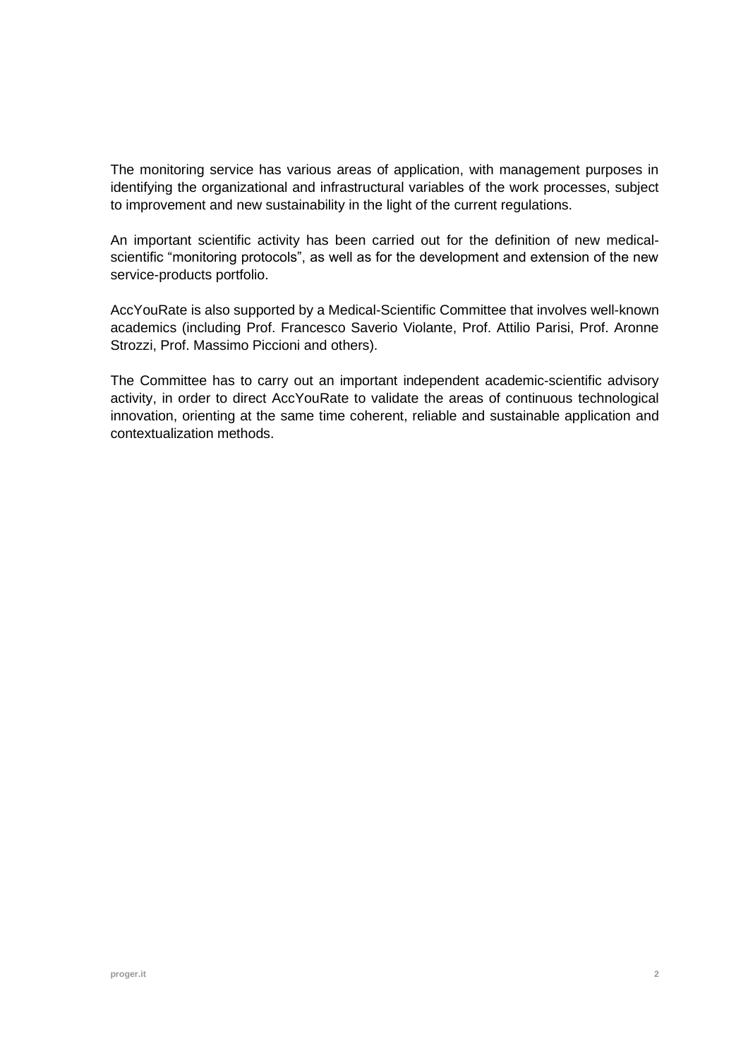The monitoring service has various areas of application, with management purposes in identifying the organizational and infrastructural variables of the work processes, subject to improvement and new sustainability in the light of the current regulations.

An important scientific activity has been carried out for the definition of new medical-scientific "monitoring protocols", as well as for the development and extension of the new service-products portfolio.

AccYouRate is also supported by a Medical-Scientific Committee that involves well-known academics (including Prof. Francesco Saverio Violante, Prof. Attilio Parisi, Prof. Aronne Strozzi, Prof. Massimo Piccioni and others).

The Committee has to carry out an important independent academic-scientific advisory activity, in order to direct AccYouRate to validate the areas of continuous technological innovation, orienting at the same time coherent, reliable and sustainable application and contextualization methods.